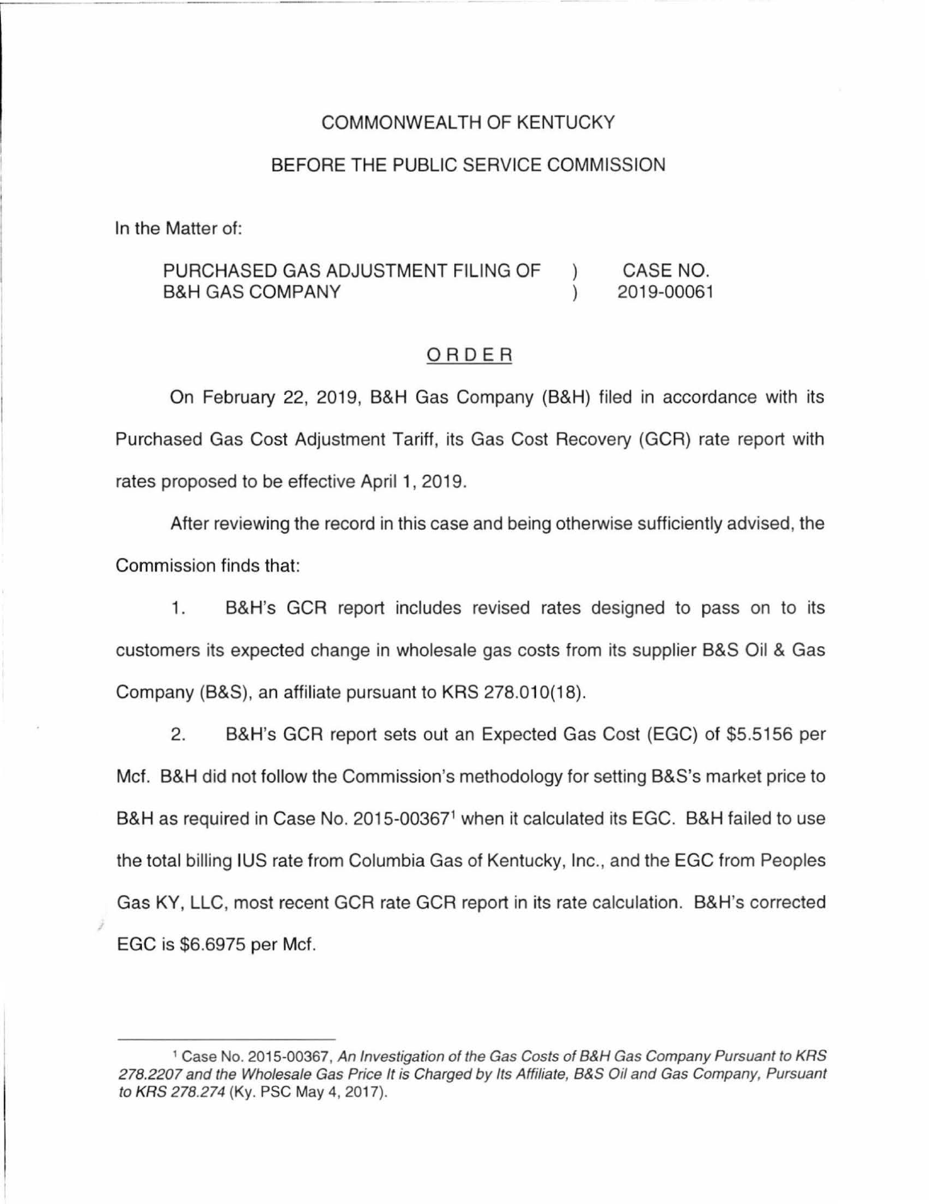COMMONWEALTH OF KENTUCKY

BEFORE THE PUBLIC SERVICE COMMISSION

In the Matter of:

| | | |
|---|---|---|
| PURCHASED GAS ADJUSTMENT FILING OF B&H GAS COMPANY | ) ) | CASE NO. 2019-00061 |

## ORDER

On February 22, 2019, B&H Gas Company (B&H) filed in accordance with its Purchased Gas Cost Adjustment Tariff, its Gas Cost Recovery (GCR) rate report with rates proposed to be effective April 1, 2019.

After reviewing the record in this case and being otherwise sufficiently advised, the Commission finds that:

1. B&H's GCR report includes revised rates designed to pass on to its customers its expected change in wholesale gas costs from its supplier B&S Oil & Gas Company (B&S), an affiliate pursuant to KRS 278.010(18).

2. B&H's GCR report sets out an Expected Gas Cost (EGC) of $5.5156 per Mcf. B&H did not follow the Commission's methodology for setting B&S's market price to B&H as required in Case No. 2015-00367[1] when it calculated its EGC. B&H failed to use the total billing IUS rate from Columbia Gas of Kentucky, Inc., and the EGC from Peoples Gas KY, LLC, most recent GCR rate GCR report in its rate calculation. B&H's corrected EGC is $6.6975 per Mcf.

---

[1] Case No. 2015-00367, *An Investigation of the Gas Costs of B&H Gas Company Pursuant to KRS 278.2207 and the Wholesale Gas Price It is Charged by Its Affiliate, B&S Oil and Gas Company, Pursuant to KRS 278.274* (Ky. PSC May 4, 2017).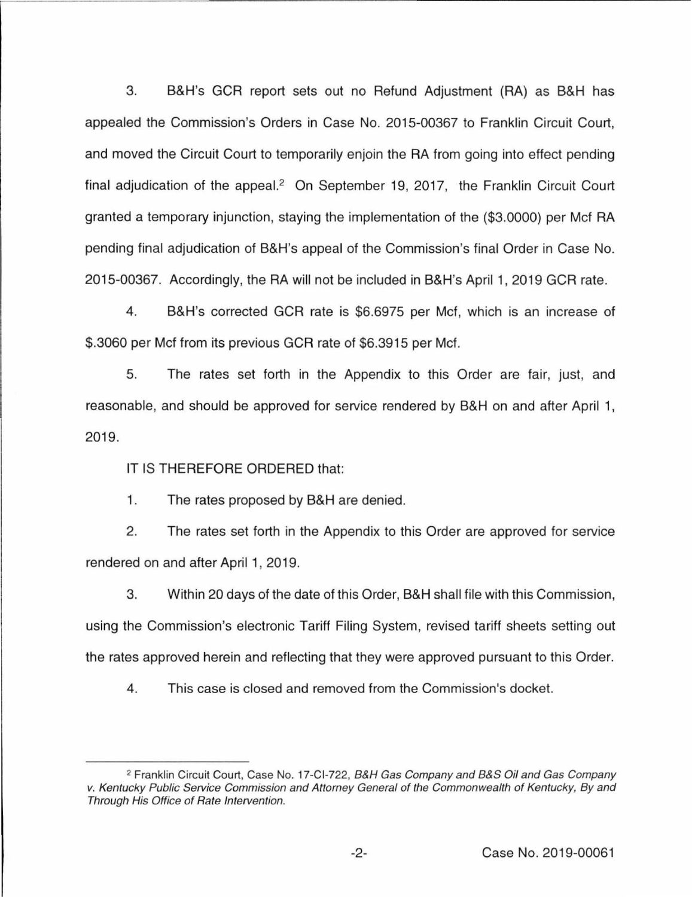3. B&H's GCR report sets out no Refund Adjustment (RA) as B&H has appealed the Commission's Orders in Case No. 2015-00367 to Franklin Circuit Court, and moved the Circuit Court to temporarily enjoin the RA from going into effect pending final adjudication of the appeal.[2] On September 19, 2017, the Franklin Circuit Court granted a temporary injunction, staying the implementation of the ($3.0000) per Mcf RA pending final adjudication of B&H's appeal of the Commission's final Order in Case No. 2015-00367. Accordingly, the RA will not be included in B&H's April 1, 2019 GCR rate.

4. B&H's corrected GCR rate is $6.6975 per Mcf, which is an increase of $.3060 per Mcf from its previous GCR rate of $6.3915 per Mcf.

5. The rates set forth in the Appendix to this Order are fair, just, and reasonable, and should be approved for service rendered by B&H on and after April 1, 2019.

IT IS THEREFORE ORDERED that:

1. The rates proposed by B&H are denied.

2. The rates set forth in the Appendix to this Order are approved for service rendered on and after April 1, 2019.

3. Within 20 days of the date of this Order, B&H shall file with this Commission, using the Commission's electronic Tariff Filing System, revised tariff sheets setting out the rates approved herein and reflecting that they were approved pursuant to this Order.

4. This case is closed and removed from the Commission's docket.

---

[2] Franklin Circuit Court, Case No. 17-CI-722, *B&H Gas Company and B&S Oil and Gas Company v. Kentucky Public Service Commission and Attorney General of the Commonwealth of Kentucky, By and Through His Office of Rate Intervention.*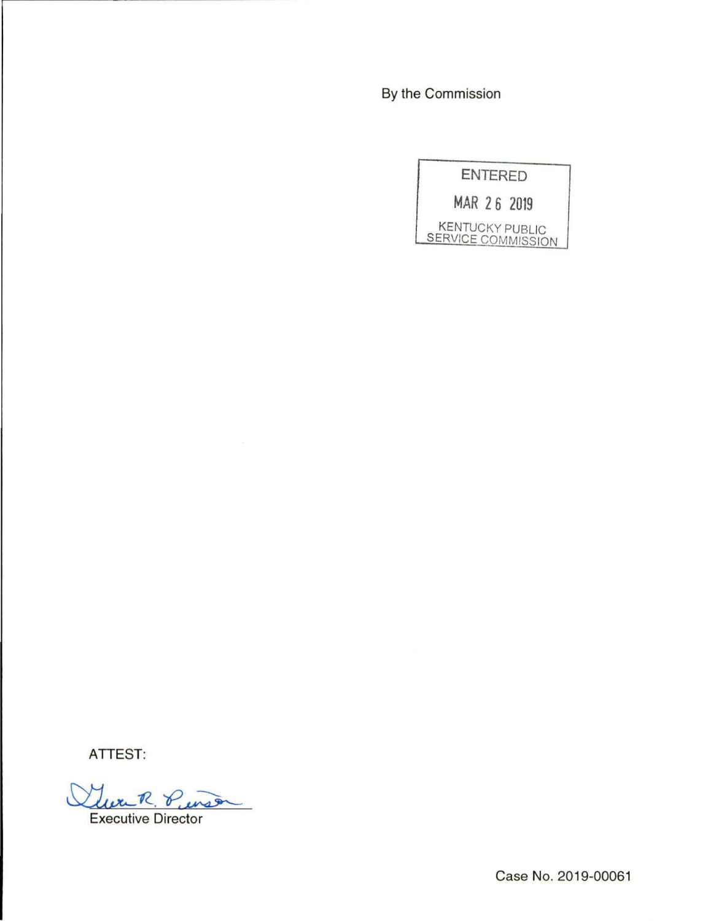By the Commission

ENTERED

MAR 26 2019

KENTUCKY PUBLIC SERVICE COMMISSION

ATTEST:

Executive Director

Case No. 2019-00061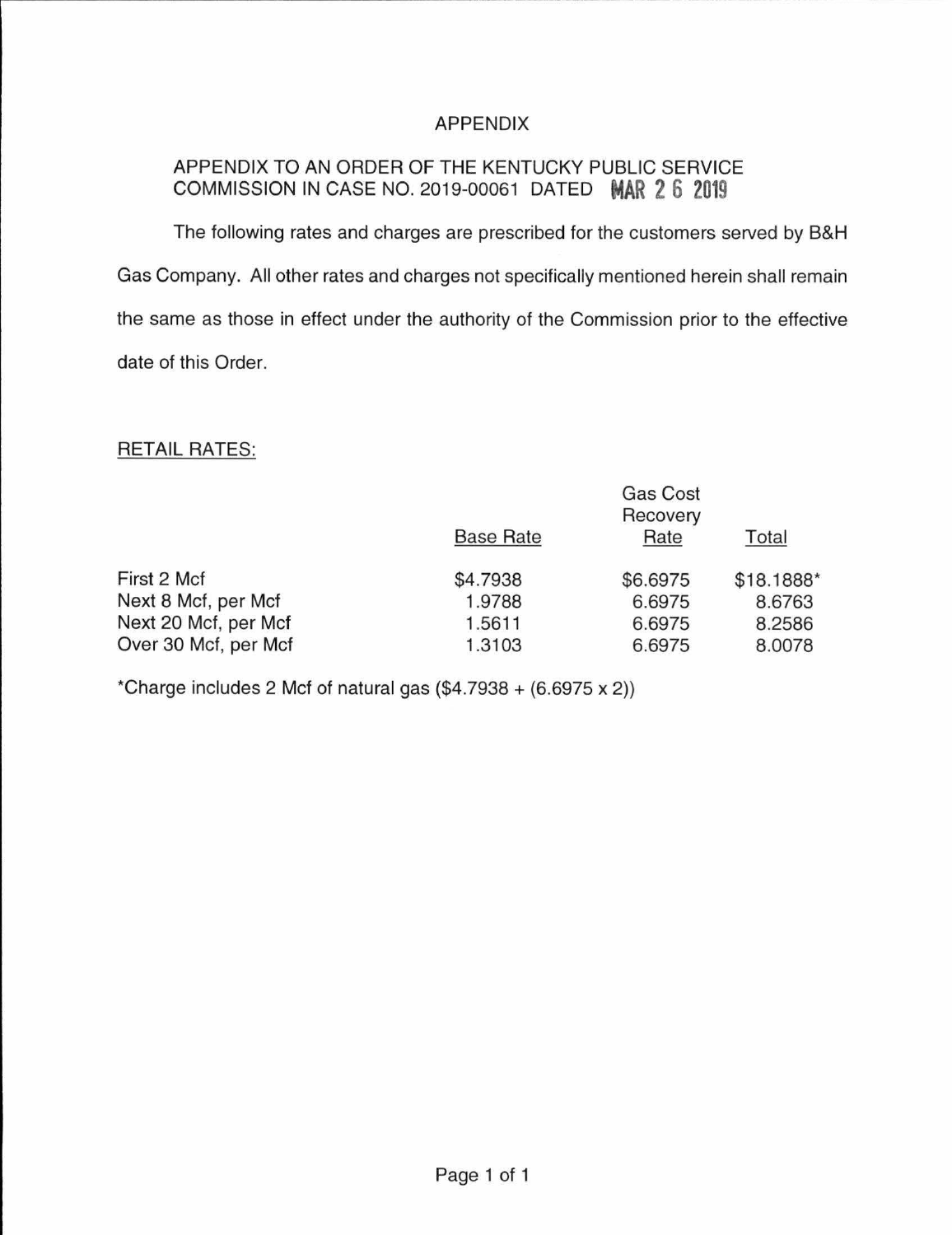# APPENDIX

APPENDIX TO AN ORDER OF THE KENTUCKY PUBLIC SERVICE COMMISSION IN CASE NO. 2019-00061 DATED MAR 26 2019

The following rates and charges are prescribed for the customers served by B&H Gas Company. All other rates and charges not specifically mentioned herein shall remain the same as those in effect under the authority of the Commission prior to the effective date of this Order.

RETAIL RATES:

| | Base Rate | Gas Cost Recovery Rate | Total |
|---|---|---|---|
| First 2 Mcf | $4.7938 | $6.6975 | $18.1888* |
| Next 8 Mcf, per Mcf | 1.9788 | 6.6975 | 8.6763 |
| Next 20 Mcf, per Mcf | 1.5611 | 6.6975 | 8.2586 |
| Over 30 Mcf, per Mcf | 1.3103 | 6.6975 | 8.0078 |

*Charge includes 2 Mcf of natural gas ($4.7938 + (6.6975 x 2))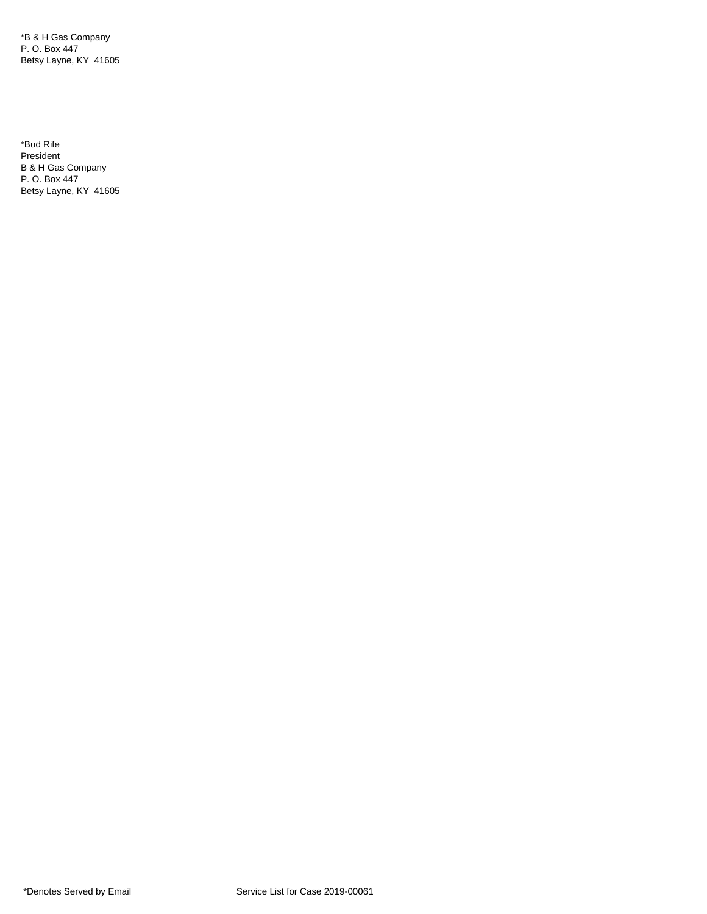*B & H Gas Company
P. O. Box 447
Betsy Layne, KY  41605

*Bud Rife
President
B & H Gas Company
P. O. Box 447
Betsy Layne, KY  41605

*Denotes Served by Email

Service List for Case 2019-00061